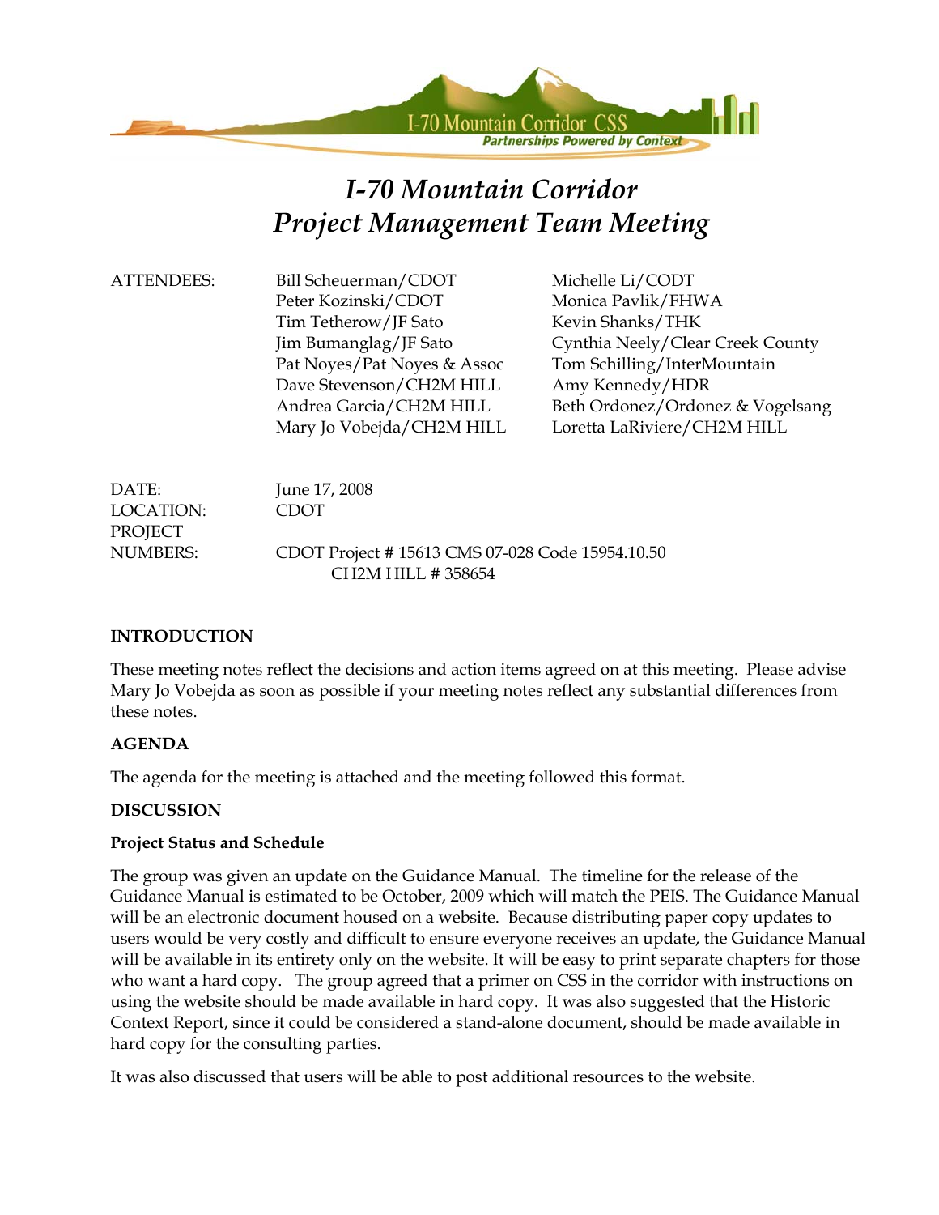# *I-70 Mountain Corridor Project Management Team Meeting*

| | | |
|---|---|---|
| ATTENDEES: | Bill Scheuerman/CDOT | Michelle Li/CODT |
| | Peter Kozinski/CDOT | Monica Pavlik/FHWA |
| | Tim Tetherow/JF Sato | Kevin Shanks/THK |
| | Jim Bumanglag/JF Sato | Cynthia Neely/Clear Creek County |
| | Pat Noyes/Pat Noyes & Assoc | Tom Schilling/InterMountain |
| | Dave Stevenson/CH2M HILL | Amy Kennedy/HDR |
| | Andrea Garcia/CH2M HILL | Beth Ordonez/Ordonez & Vogelsang |
| | Mary Jo Vobejda/CH2M HILL | Loretta LaRiviere/CH2M HILL |

DATE: June 17, 2008
LOCATION: CDOT
PROJECT NUMBERS: CDOT Project # 15613 CMS 07-028 Code 15954.10.50
CH2M HILL # 358654

**INTRODUCTION**

These meeting notes reflect the decisions and action items agreed on at this meeting. Please advise Mary Jo Vobejda as soon as possible if your meeting notes reflect any substantial differences from these notes.

**AGENDA**

The agenda for the meeting is attached and the meeting followed this format.

**DISCUSSION**

**Project Status and Schedule**

The group was given an update on the Guidance Manual. The timeline for the release of the Guidance Manual is estimated to be October, 2009 which will match the PEIS. The Guidance Manual will be an electronic document housed on a website. Because distributing paper copy updates to users would be very costly and difficult to ensure everyone receives an update, the Guidance Manual will be available in its entirety only on the website. It will be easy to print separate chapters for those who want a hard copy. The group agreed that a primer on CSS in the corridor with instructions on using the website should be made available in hard copy. It was also suggested that the Historic Context Report, since it could be considered a stand-alone document, should be made available in hard copy for the consulting parties.

It was also discussed that users will be able to post additional resources to the website.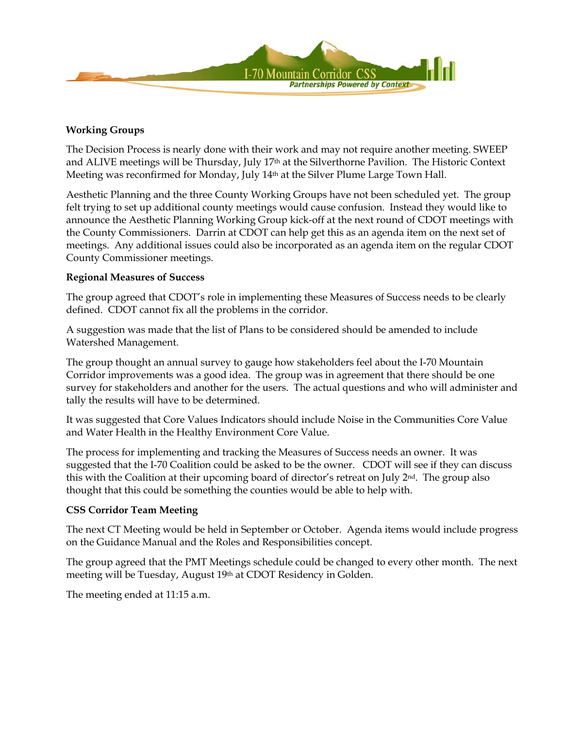**Working Groups**

The Decision Process is nearly done with their work and may not require another meeting. SWEEP and ALIVE meetings will be Thursday, July 17th at the Silverthorne Pavilion. The Historic Context Meeting was reconfirmed for Monday, July 14th at the Silver Plume Large Town Hall.

Aesthetic Planning and the three County Working Groups have not been scheduled yet. The group felt trying to set up additional county meetings would cause confusion. Instead they would like to announce the Aesthetic Planning Working Group kick-off at the next round of CDOT meetings with the County Commissioners. Darrin at CDOT can help get this as an agenda item on the next set of meetings. Any additional issues could also be incorporated as an agenda item on the regular CDOT County Commissioner meetings.

**Regional Measures of Success**

The group agreed that CDOT's role in implementing these Measures of Success needs to be clearly defined. CDOT cannot fix all the problems in the corridor.

A suggestion was made that the list of Plans to be considered should be amended to include Watershed Management.

The group thought an annual survey to gauge how stakeholders feel about the I-70 Mountain Corridor improvements was a good idea. The group was in agreement that there should be one survey for stakeholders and another for the users. The actual questions and who will administer and tally the results will have to be determined.

It was suggested that Core Values Indicators should include Noise in the Communities Core Value and Water Health in the Healthy Environment Core Value.

The process for implementing and tracking the Measures of Success needs an owner. It was suggested that the I-70 Coalition could be asked to be the owner. CDOT will see if they can discuss this with the Coalition at their upcoming board of director's retreat on July 2nd. The group also thought that this could be something the counties would be able to help with.

**CSS Corridor Team Meeting**

The next CT Meeting would be held in September or October. Agenda items would include progress on the Guidance Manual and the Roles and Responsibilities concept.

The group agreed that the PMT Meetings schedule could be changed to every other month. The next meeting will be Tuesday, August 19th at CDOT Residency in Golden.

The meeting ended at 11:15 a.m.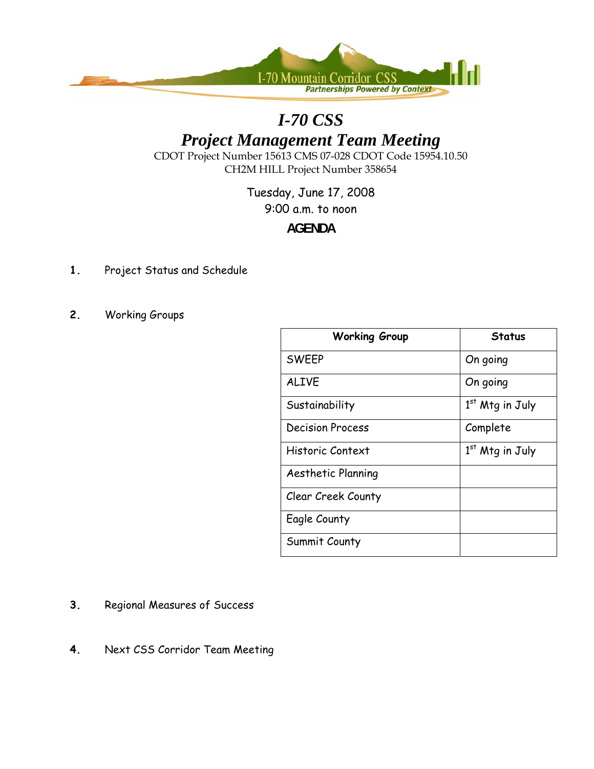# I-70 CSS

# Project Management Team Meeting

CDOT Project Number 15613 CMS 07-028 CDOT Code 15954.10.50

CH2M HILL Project Number 358654

Tuesday, June 17, 2008

9:00 a.m. to noon

**AGENDA**

1. Project Status and Schedule

2. Working Groups

| **Working Group** | **Status** |
|---|---|
| SWEEP | On going |
| ALIVE | On going |
| Sustainability | 1st Mtg in July |
| Decision Process | Complete |
| Historic Context | 1st Mtg in July |
| Aesthetic Planning | |
| Clear Creek County | |
| Eagle County | |
| Summit County | |

3. Regional Measures of Success

4. Next CSS Corridor Team Meeting